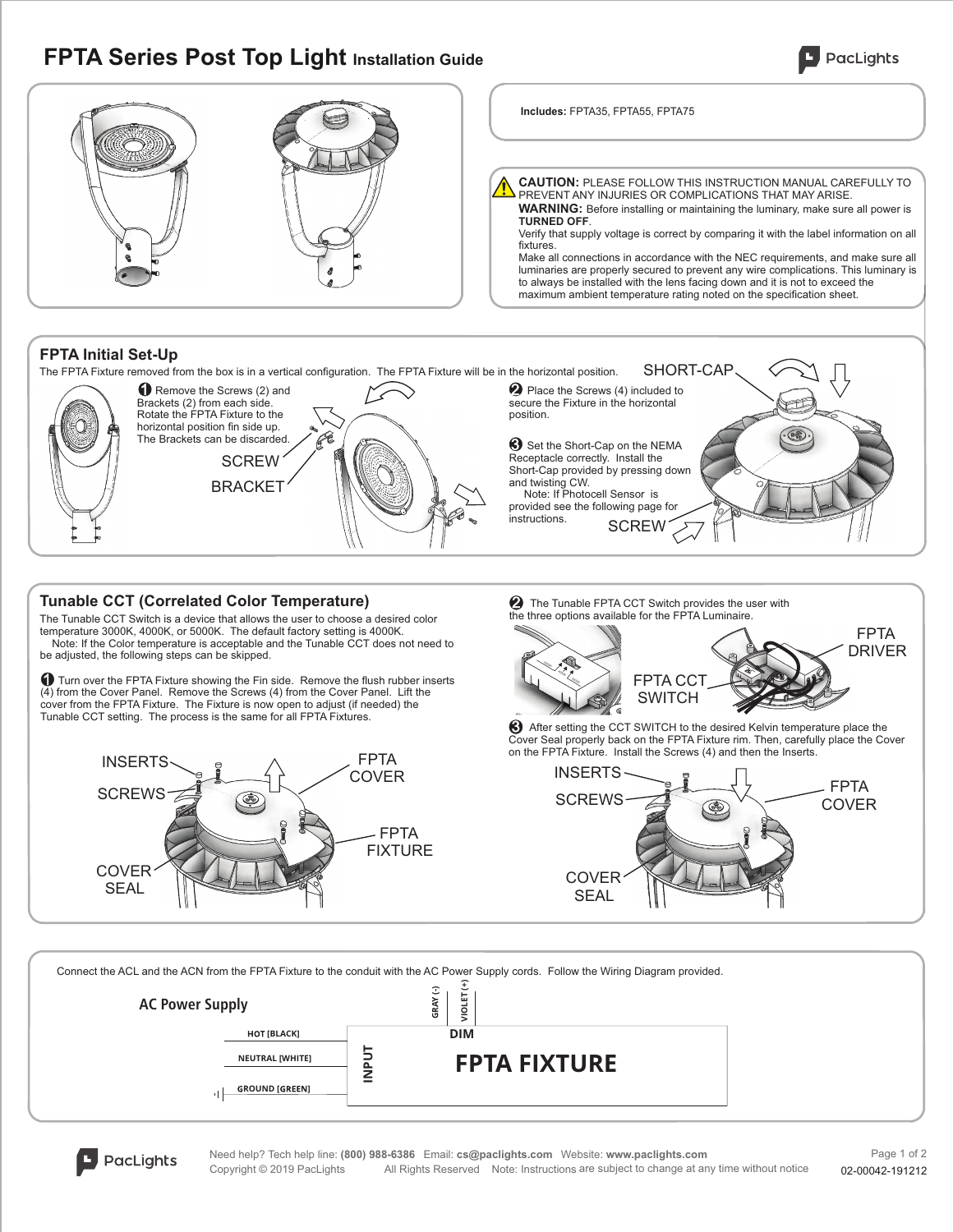# FPTA Series Post Top Light Installation Guide

**Includes:** FPTA35, FPTA55, FPTA75

**CAUTION:** PLEASE FOLLOW THIS INSTRUCTION MANUAL CAREFULLY TO PREVENT ANY INJURIES OR COMPLICATIONS THAT MAY ARISE.

**WARNING:** Before installing or maintaining the luminary, make sure all power is **TURNED OFF**.

Verify that supply voltage is correct by comparing it with the label information on all fixtures.

Make all connections in accordance with the NEC requirements, and make sure all luminaries are properly secured to prevent any wire complications. This luminary is to always be installed with the lens facing down and it is not to exceed the maximum ambient temperature rating noted on the specification sheet.

## FPTA Initial Set-Up

The FPTA Fixture removed from the box is in a vertical configuration. The FPTA Fixture will be in the horizontal position.

1. Remove the Screws (2) and Brackets (2) from each side. Rotate the FPTA Fixture to the horizontal position fin side up. The Brackets can be discarded.

SCREW

BRACKET

2. Place the Screws (4) included to secure the Fixture in the horizontal position.

3. Set the Short-Cap on the NEMA Receptacle correctly. Install the Short-Cap provided by pressing down and twisting CW.
   Note: If Photocell Sensor is provided see the following page for instructions.

SHORT-CAP

SCREW

## Tunable CCT (Correlated Color Temperature)

The Tunable CCT Switch is a device that allows the user to choose a desired color temperature 3000K, 4000K, or 5000K. The default factory setting is 4000K.
Note: If the Color temperature is acceptable and the Tunable CCT does not need to be adjusted, the following steps can be skipped.

1. Turn over the FPTA Fixture showing the Fin side. Remove the flush rubber inserts (4) from the Cover Panel. Remove the Screws (4) from the Cover Panel. Lift the cover from the FPTA Fixture. The Fixture is now open to adjust (if needed) the Tunable CCT setting. The process is the same for all FPTA Fixtures.

INSERTS, SCREWS, COVER SEAL, FPTA COVER, FPTA FIXTURE

2. The Tunable FPTA CCT Switch provides the user with the three options available for the FPTA Luminaire.

FPTA CCT SWITCH, FPTA DRIVER

3. After setting the CCT SWITCH to the desired Kelvin temperature place the Cover Seal properly back on the FPTA Fixture rim. Then, carefully place the Cover on the FPTA Fixture. Install the Screws (4) and then the Inserts.

INSERTS, SCREWS, COVER SEAL, FPTA COVER

Connect the ACL and the ACN from the FPTA Fixture to the conduit with the AC Power Supply cords. Follow the Wiring Diagram provided.

**AC Power Supply**

- HOT [BLACK]
- NEUTRAL [WHITE]
- GROUND [GREEN]

INPUT — **FPTA FIXTURE** — DIM: GRAY (-), VIOLET (+)

Need help? Tech help line: **(800) 988-6386** Email: **cs@paclights.com** Website: **www.paclights.com**
Copyright © 2019 PacLights All Rights Reserved Note: Instructions are subject to change at any time without notice
02-00042-191212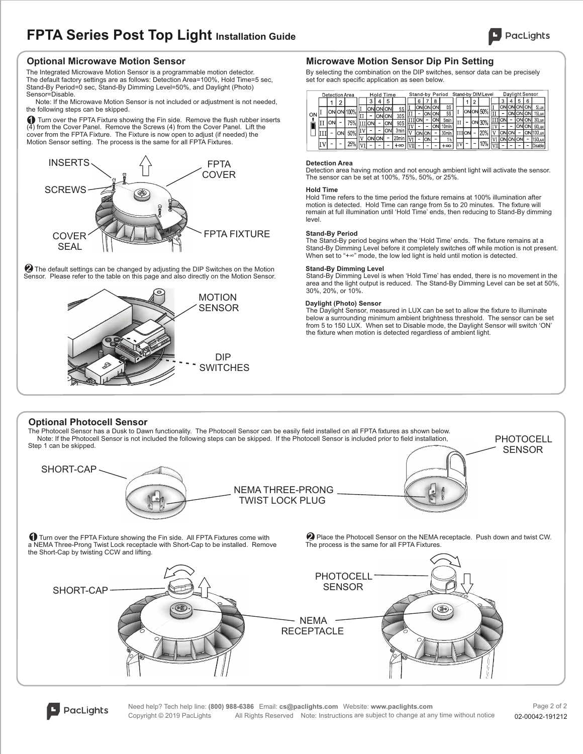# FPTA Series Post Top Light Installation Guide

## Optional Microwave Motion Sensor

The Integrated Microwave Motion Sensor is a programmable motion detector. The default factory settings are as follows: Detection Area=100%, Hold Time=5 sec, Stand-By Period=0 sec, Stand-By Dimming Level=50%, and Daylight (Photo) Sensor=Disable.

Note: If the Microwave Motion Sensor is not included or adjustment is not needed, the following steps can be skipped.

1. Turn over the FPTA Fixture showing the Fin side. Remove the flush rubber inserts (4) from the Cover Panel. Remove the Screws (4) from the Cover Panel. Lift the cover from the FPTA Fixture. The Fixture is now open to adjust (if needed) the Motion Sensor setting. The process is the same for all FPTA Fixtures.

INSERTS
SCREWS
COVER SEAL
FPTA COVER
FPTA FIXTURE

2. The default settings can be changed by adjusting the DIP Switches on the Motion Sensor. Please refer to the table on this page and also directly on the Motion Sensor.

MOTION SENSOR
DIP SWITCHES

## Microwave Motion Sensor Dip Pin Setting

By selecting the combination on the DIP switches, sensor data can be precisely set for each specific application as seen below.

**Detection Area**

| | 1 | 2 | |
|---|---|---|---|
| I | ON | ON | 100% |
| II | ON | - | 75% |
| III | - | ON | 50% |
| IV | - | - | 25% |

**Hold Time**

| | 3 | 4 | 5 | |
|---|---|---|---|---|
| I | ON | ON | ON | 5S |
| II | - | ON | ON | 30S |
| III | ON | - | ON | 90S |
| IV | - | - | ON | 3min |
| V | ON | ON | - | 20min |
| VI | - | - | - | +∞ |

**Stand-by Period**

| | 6 | 7 | 8 | |
|---|---|---|---|---|
| I | ON | ON | ON | 0S |
| II | - | ON | ON | 5S |
| III | ON | - | ON | 5min |
| IV | - | - | ON | 10min |
| V | ON | ON | - | 30min |
| VI | - | ON | - | 1h |
| VII | - | - | - | +∞ |

**Stand-by DIM Level**

| | 1 | 2 | |
|---|---|---|---|
| I | ON | ON | 50% |
| II | - | ON | 30% |
| III | ON | - | 20% |
| IV | - | - | 10% |

**Daylight Sensor**

| | 3 | 4 | 5 | 6 | |
|---|---|---|---|---|---|
| I | ON | ON | ON | ON | 5Lux |
| II | - | ON | ON | ON | 15Lux |
| III | ON | - | ON | ON | 30Lux |
| IV | - | - | ON | ON | 50Lux |
| V | ON | ON | - | ON | 100Lux |
| VI | ON | ON | ON | - | 150Lux |
| VII | - | - | - | - | Disable |

**Detection Area**
Detection area having motion and not enough ambient light will activate the sensor. The sensor can be set at 100%, 75%, 50%, or 25%.

**Hold Time**
Hold Time refers to the time period the fixture remains at 100% illumination after motion is detected. Hold Time can range from 5s to 20 minutes. The fixture will remain at full illumination until 'Hold Time' ends, then reducing to Stand-By dimming level.

**Stand-By Period**
The Stand-By period begins when the 'Hold Time' ends. The fixture remains at a Stand-By Dimming Level before it completely switches off while motion is not present. When set to "+∞" mode, the low led light is held until motion is detected.

**Stand-By Dimming Level**
Stand-By Dimming Level is when 'Hold Time' has ended, there is no movement in the area and the light output is reduced. The Stand-By Dimming Level can be set at 50%, 30%, 20%, or 10%.

**Daylight (Photo) Sensor**
The Daylight Sensor, measured in LUX can be set to allow the fixture to illuminate below a surrounding minimum ambient brightness threshold. The sensor can be set from 5 to 150 LUX. When set to Disable mode, the Daylight Sensor will switch 'ON' the fixture when motion is detected regardless of ambient light.

## Optional Photocell Sensor

The Photocell Sensor has a Dusk to Dawn functionality. The Photocell Sensor can be easily field installed on all FPTA fixtures as shown below.

Note: If the Photocell Sensor is not included the following steps can be skipped. If the Photocell Sensor is included prior to field installation, Step 1 can be skipped.

SHORT-CAP
NEMA THREE-PRONG TWIST LOCK PLUG
PHOTOCELL SENSOR

1. Turn over the FPTA Fixture showing the Fin side. All FPTA Fixtures come with a NEMA Three-Prong Twist Lock receptacle with Short-Cap to be installed. Remove the Short-Cap by twisting CCW and lifting.

2. Place the Photocell Sensor on the NEMA receptacle. Push down and twist CW. The process is the same for all FPTA Fixtures.

SHORT-CAP
PHOTOCELL SENSOR
NEMA RECEPTACLE

Need help? Tech help line: **(800) 988-6386** Email: **cs@paclights.com** Website: **www.paclights.com**
Copyright © 2019 PacLights All Rights Reserved Note: Instructions are subject to change at any time without notice
02-00042-191212